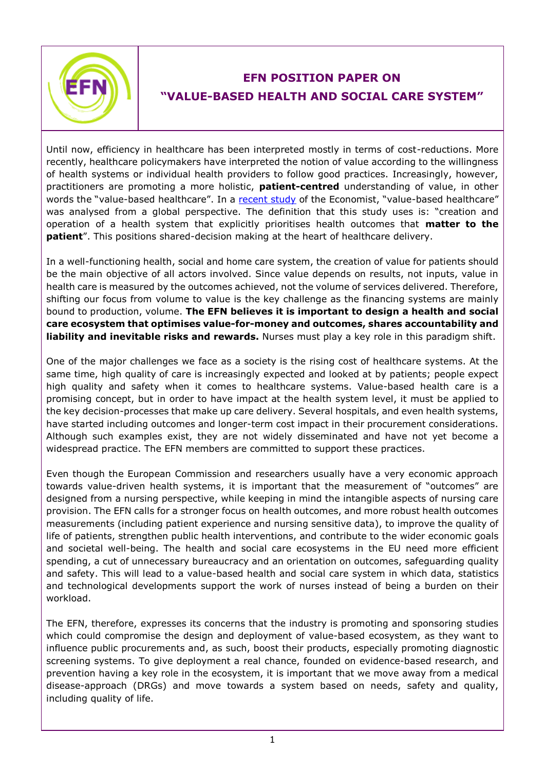# EFN POSITION PAPER ON "VALUE-BASED HEALTH AND SOCIAL CARE SYSTEM"

Until now, efficiency in healthcare has been interpreted mostly in terms of cost-reductions. More recently, healthcare policymakers have interpreted the notion of value according to the willingness of health systems or individual health providers to follow good practices. Increasingly, however, practitioners are promoting a more holistic, **patient-centred** understanding of value, in other words the "value-based healthcare". In a recent study of the Economist, "value-based healthcare" was analysed from a global perspective. The definition that this study uses is: "creation and operation of a health system that explicitly prioritises health outcomes that **matter to the patient**". This positions shared-decision making at the heart of healthcare delivery.

In a well-functioning health, social and home care system, the creation of value for patients should be the main objective of all actors involved. Since value depends on results, not inputs, value in health care is measured by the outcomes achieved, not the volume of services delivered. Therefore, shifting our focus from volume to value is the key challenge as the financing systems are mainly bound to production, volume. **The EFN believes it is important to design a health and social care ecosystem that optimises value-for-money and outcomes, shares accountability and liability and inevitable risks and rewards.** Nurses must play a key role in this paradigm shift.

One of the major challenges we face as a society is the rising cost of healthcare systems. At the same time, high quality of care is increasingly expected and looked at by patients; people expect high quality and safety when it comes to healthcare systems. Value-based health care is a promising concept, but in order to have impact at the health system level, it must be applied to the key decision-processes that make up care delivery. Several hospitals, and even health systems, have started including outcomes and longer-term cost impact in their procurement considerations. Although such examples exist, they are not widely disseminated and have not yet become a widespread practice. The EFN members are committed to support these practices.

Even though the European Commission and researchers usually have a very economic approach towards value-driven health systems, it is important that the measurement of "outcomes" are designed from a nursing perspective, while keeping in mind the intangible aspects of nursing care provision. The EFN calls for a stronger focus on health outcomes, and more robust health outcomes measurements (including patient experience and nursing sensitive data), to improve the quality of life of patients, strengthen public health interventions, and contribute to the wider economic goals and societal well-being. The health and social care ecosystems in the EU need more efficient spending, a cut of unnecessary bureaucracy and an orientation on outcomes, safeguarding quality and safety. This will lead to a value-based health and social care system in which data, statistics and technological developments support the work of nurses instead of being a burden on their workload.

The EFN, therefore, expresses its concerns that the industry is promoting and sponsoring studies which could compromise the design and deployment of value-based ecosystem, as they want to influence public procurements and, as such, boost their products, especially promoting diagnostic screening systems. To give deployment a real chance, founded on evidence-based research, and prevention having a key role in the ecosystem, it is important that we move away from a medical disease-approach (DRGs) and move towards a system based on needs, safety and quality, including quality of life.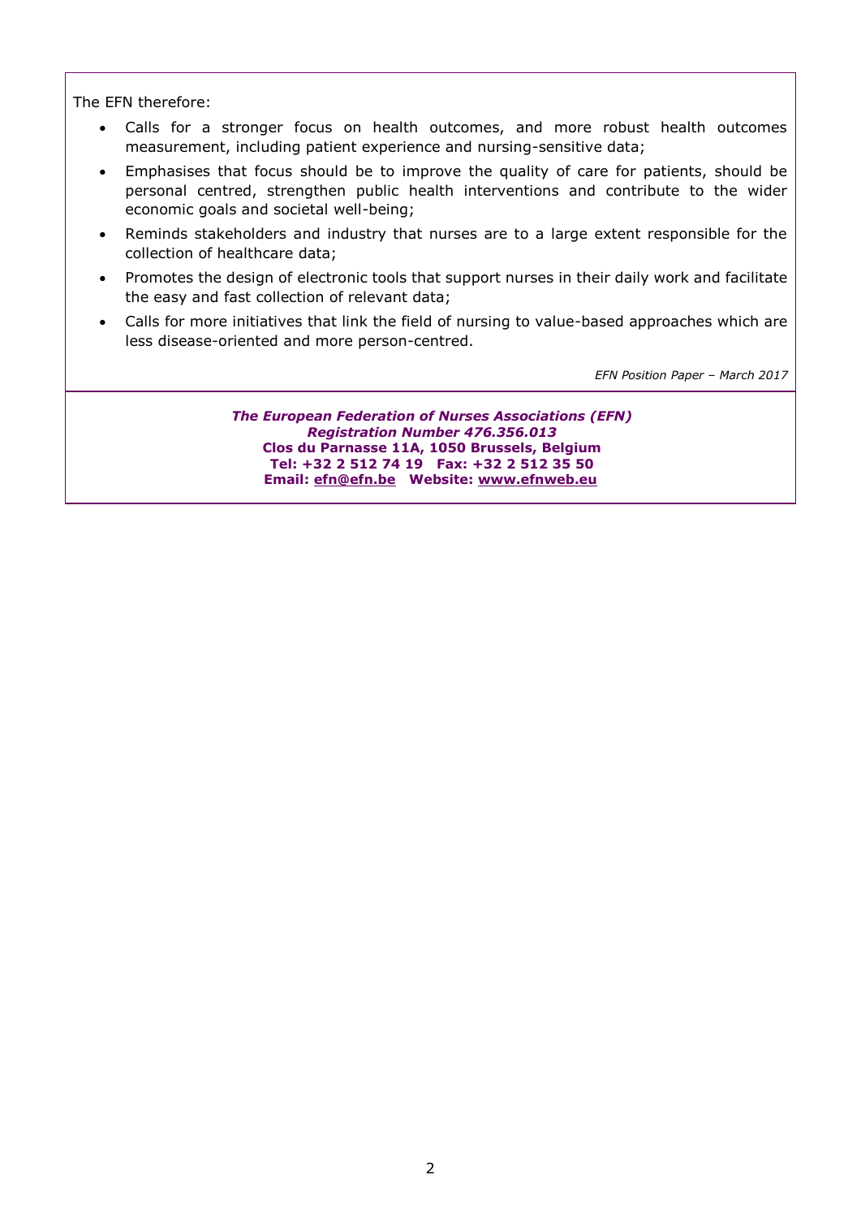The EFN therefore:

- Calls for a stronger focus on health outcomes, and more robust health outcomes measurement, including patient experience and nursing-sensitive data;
- Emphasises that focus should be to improve the quality of care for patients, should be personal centred, strengthen public health interventions and contribute to the wider economic goals and societal well-being;
- Reminds stakeholders and industry that nurses are to a large extent responsible for the collection of healthcare data;
- Promotes the design of electronic tools that support nurses in their daily work and facilitate the easy and fast collection of relevant data;
- Calls for more initiatives that link the field of nursing to value-based approaches which are less disease-oriented and more person-centred.

*EFN Position Paper – March 2017*

***The European Federation of Nurses Associations (EFN)***
***Registration Number 476.356.013***
**Clos du Parnasse 11A, 1050 Brussels, Belgium**
**Tel: +32 2 512 74 19 Fax: +32 2 512 35 50**
**Email: efn@efn.be Website: www.efnweb.eu**